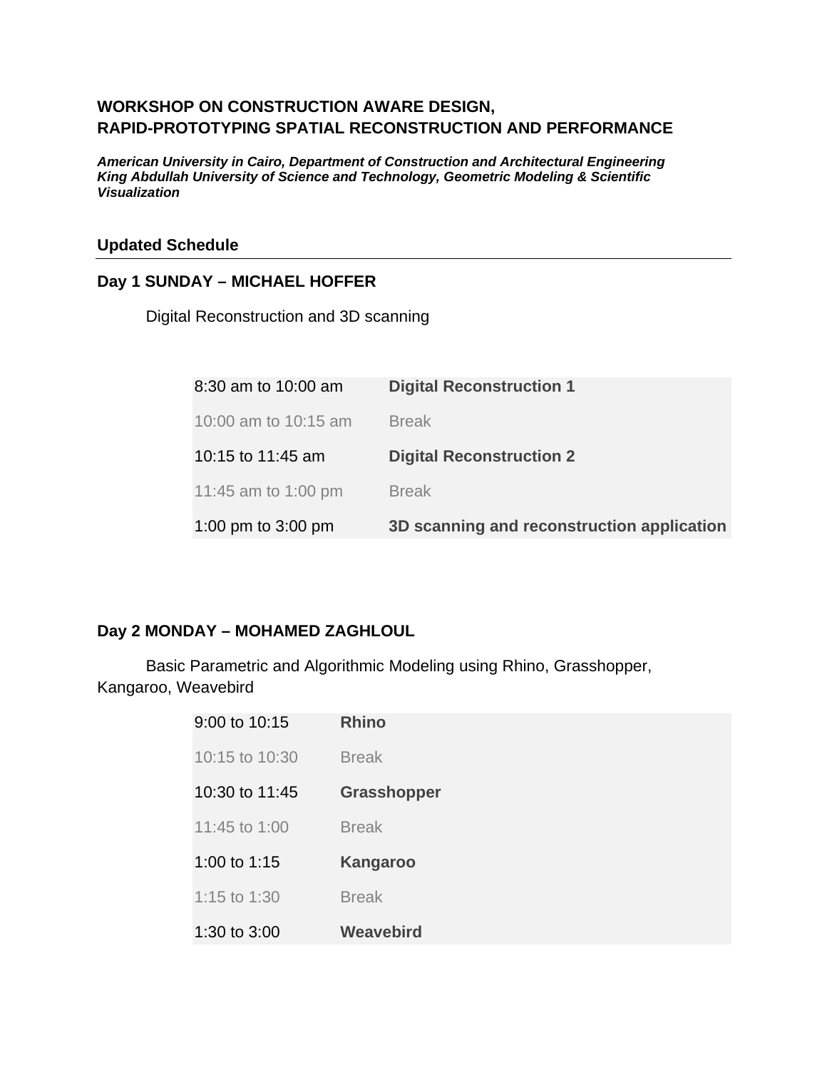# WORKSHOP ON CONSTRUCTION AWARE DESIGN, RAPID-PROTOTYPING SPATIAL RECONSTRUCTION AND PERFORMANCE

***American University in Cairo, Department of Construction and Architectural Engineering***
***King Abdullah University of Science and Technology, Geometric Modeling & Scientific Visualization***

## Updated Schedule

### Day 1 SUNDAY – MICHAEL HOFFER

Digital Reconstruction and 3D scanning

| | |
|---|---|
| 8:30 am to 10:00 am | **Digital Reconstruction 1** |
| 10:00 am to 10:15 am | Break |
| 10:15 to 11:45 am | **Digital Reconstruction 2** |
| 11:45 am to 1:00 pm | Break |
| 1:00 pm to 3:00 pm | **3D scanning and reconstruction application** |

### Day 2 MONDAY – MOHAMED ZAGHLOUL

Basic Parametric and Algorithmic Modeling using Rhino, Grasshopper, Kangaroo, Weavebird

| | |
|---|---|
| 9:00 to 10:15 | **Rhino** |
| 10:15 to 10:30 | Break |
| 10:30 to 11:45 | **Grasshopper** |
| 11:45 to 1:00 | Break |
| 1:00 to 1:15 | **Kangaroo** |
| 1:15 to 1:30 | Break |
| 1:30 to 3:00 | **Weavebird** |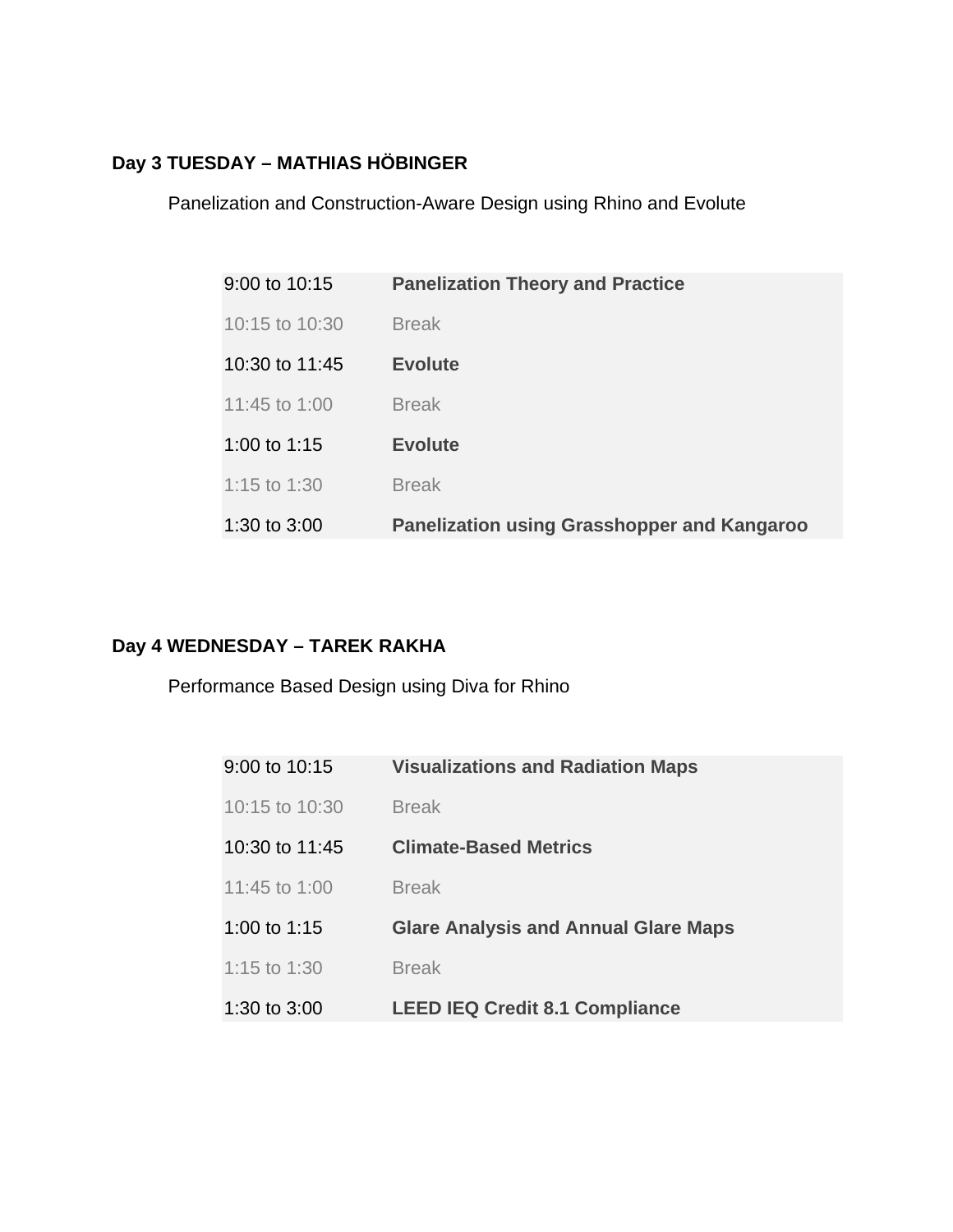**Day 3 TUESDAY – MATHIAS HÖBINGER**

Panelization and Construction-Aware Design using Rhino and Evolute

| | |
|---|---|
| 9:00 to 10:15 | **Panelization Theory and Practice** |
| 10:15 to 10:30 | Break |
| 10:30 to 11:45 | **Evolute** |
| 11:45 to 1:00 | Break |
| 1:00 to 1:15 | **Evolute** |
| 1:15 to 1:30 | Break |
| 1:30 to 3:00 | **Panelization using Grasshopper and Kangaroo** |

**Day 4 WEDNESDAY – TAREK RAKHA**

Performance Based Design using Diva for Rhino

| | |
|---|---|
| 9:00 to 10:15 | **Visualizations and Radiation Maps** |
| 10:15 to 10:30 | Break |
| 10:30 to 11:45 | **Climate-Based Metrics** |
| 11:45 to 1:00 | Break |
| 1:00 to 1:15 | **Glare Analysis and Annual Glare Maps** |
| 1:15 to 1:30 | Break |
| 1:30 to 3:00 | **LEED IEQ Credit 8.1 Compliance** |